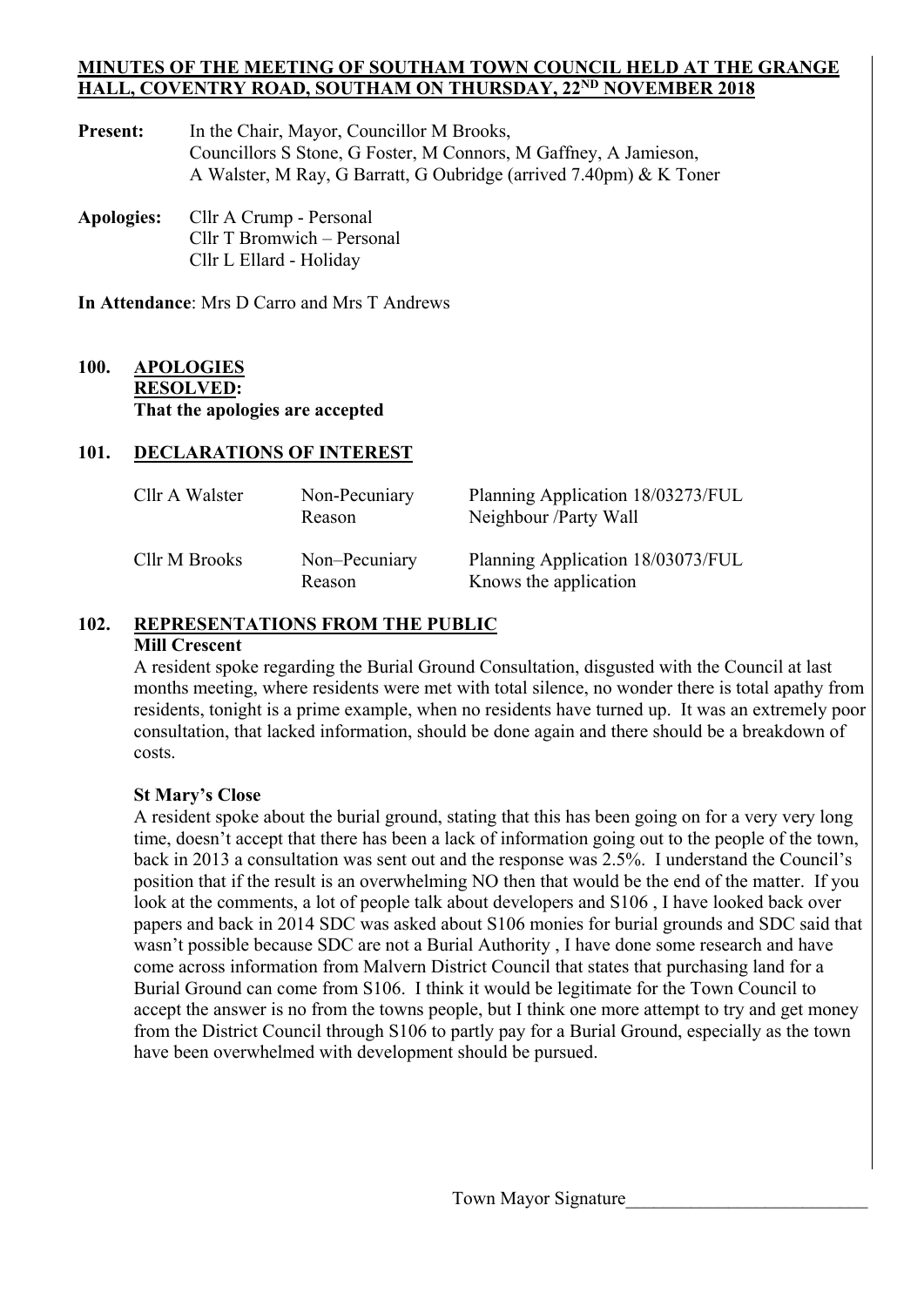**MINUTES OF THE MEETING OF SOUTHAM TOWN COUNCIL HELD AT THE GRANGE HALL, COVENTRY ROAD, SOUTHAM ON THURSDAY, 22ND NOVEMBER 2018**

**Present:** In the Chair, Mayor, Councillor M Brooks,
Councillors S Stone, G Foster, M Connors, M Gaffney, A Jamieson,
A Walster, M Ray, G Barratt, G Oubridge (arrived 7.40pm) & K Toner

**Apologies:** Cllr A Crump - Personal
Cllr T Bromwich – Personal
Cllr L Ellard - Holiday

**In Attendance**: Mrs D Carro and Mrs T Andrews

## 100. APOLOGIES

**RESOLVED:**
**That the apologies are accepted**

## 101. DECLARATIONS OF INTEREST

| | | |
|---|---|---|
| Cllr A Walster | Non-Pecuniary<br>Reason | Planning Application 18/03273/FUL<br>Neighbour /Party Wall |
| Cllr M Brooks | Non–Pecuniary<br>Reason | Planning Application 18/03073/FUL<br>Knows the application |

## 102. REPRESENTATIONS FROM THE PUBLIC

**Mill Crescent**

A resident spoke regarding the Burial Ground Consultation, disgusted with the Council at last months meeting, where residents were met with total silence, no wonder there is total apathy from residents, tonight is a prime example, when no residents have turned up. It was an extremely poor consultation, that lacked information, should be done again and there should be a breakdown of costs.

**St Mary's Close**

A resident spoke about the burial ground, stating that this has been going on for a very very long time, doesn't accept that there has been a lack of information going out to the people of the town, back in 2013 a consultation was sent out and the response was 2.5%. I understand the Council's position that if the result is an overwhelming NO then that would be the end of the matter. If you look at the comments, a lot of people talk about developers and S106 , I have looked back over papers and back in 2014 SDC was asked about S106 monies for burial grounds and SDC said that wasn't possible because SDC are not a Burial Authority , I have done some research and have come across information from Malvern District Council that states that purchasing land for a Burial Ground can come from S106. I think it would be legitimate for the Town Council to accept the answer is no from the towns people, but I think one more attempt to try and get money from the District Council through S106 to partly pay for a Burial Ground, especially as the town have been overwhelmed with development should be pursued.

Town Mayor Signature___________________________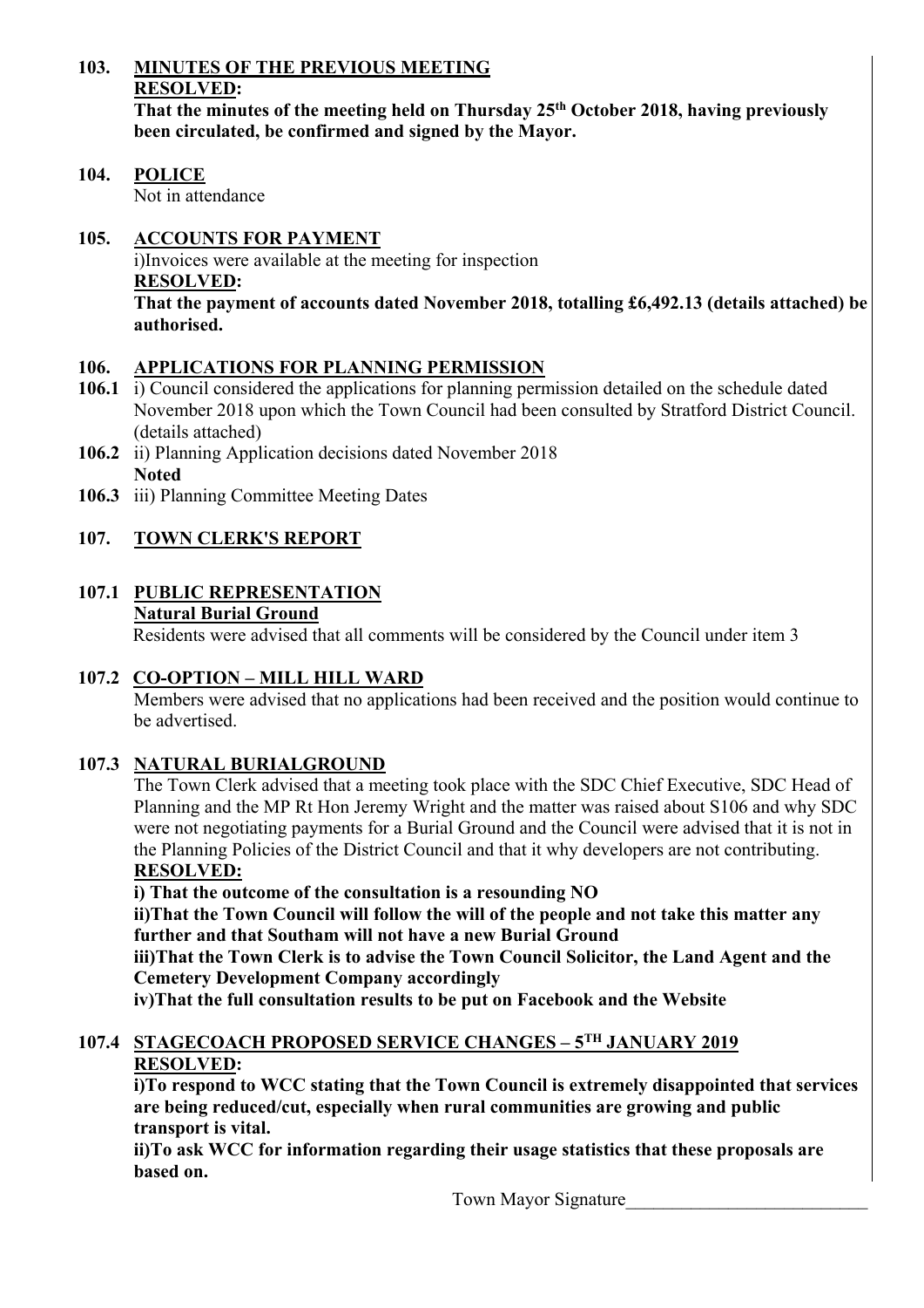## 103. MINUTES OF THE PREVIOUS MEETING

**RESOLVED:**

**That the minutes of the meeting held on Thursday 25th October 2018, having previously been circulated, be confirmed and signed by the Mayor.**

## 104. POLICE

Not in attendance

## 105. ACCOUNTS FOR PAYMENT

i)Invoices were available at the meeting for inspection

**RESOLVED:**

**That the payment of accounts dated November 2018, totalling £6,492.13 (details attached) be authorised.**

## 106. APPLICATIONS FOR PLANNING PERMISSION

**106.1** i) Council considered the applications for planning permission detailed on the schedule dated November 2018 upon which the Town Council had been consulted by Stratford District Council. (details attached)

**106.2** ii) Planning Application decisions dated November 2018
**Noted**

**106.3** iii) Planning Committee Meeting Dates

## 107. TOWN CLERK'S REPORT

### 107.1 PUBLIC REPRESENTATION

**Natural Burial Ground**

Residents were advised that all comments will be considered by the Council under item 3

### 107.2 CO-OPTION – MILL HILL WARD

Members were advised that no applications had been received and the position would continue to be advertised.

### 107.3 NATURAL BURIALGROUND

The Town Clerk advised that a meeting took place with the SDC Chief Executive, SDC Head of Planning and the MP Rt Hon Jeremy Wright and the matter was raised about S106 and why SDC were not negotiating payments for a Burial Ground and the Council were advised that it is not in the Planning Policies of the District Council and that it why developers are not contributing.

**RESOLVED:**

**i) That the outcome of the consultation is a resounding NO**

**ii)That the Town Council will follow the will of the people and not take this matter any further and that Southam will not have a new Burial Ground**

**iii)That the Town Clerk is to advise the Town Council Solicitor, the Land Agent and the Cemetery Development Company accordingly**

**iv)That the full consultation results to be put on Facebook and the Website**

### 107.4 STAGECOACH PROPOSED SERVICE CHANGES – 5TH JANUARY 2019

**RESOLVED:**

**i)To respond to WCC stating that the Town Council is extremely disappointed that services are being reduced/cut, especially when rural communities are growing and public transport is vital.**

**ii)To ask WCC for information regarding their usage statistics that these proposals are based on.**

Town Mayor Signature__________________________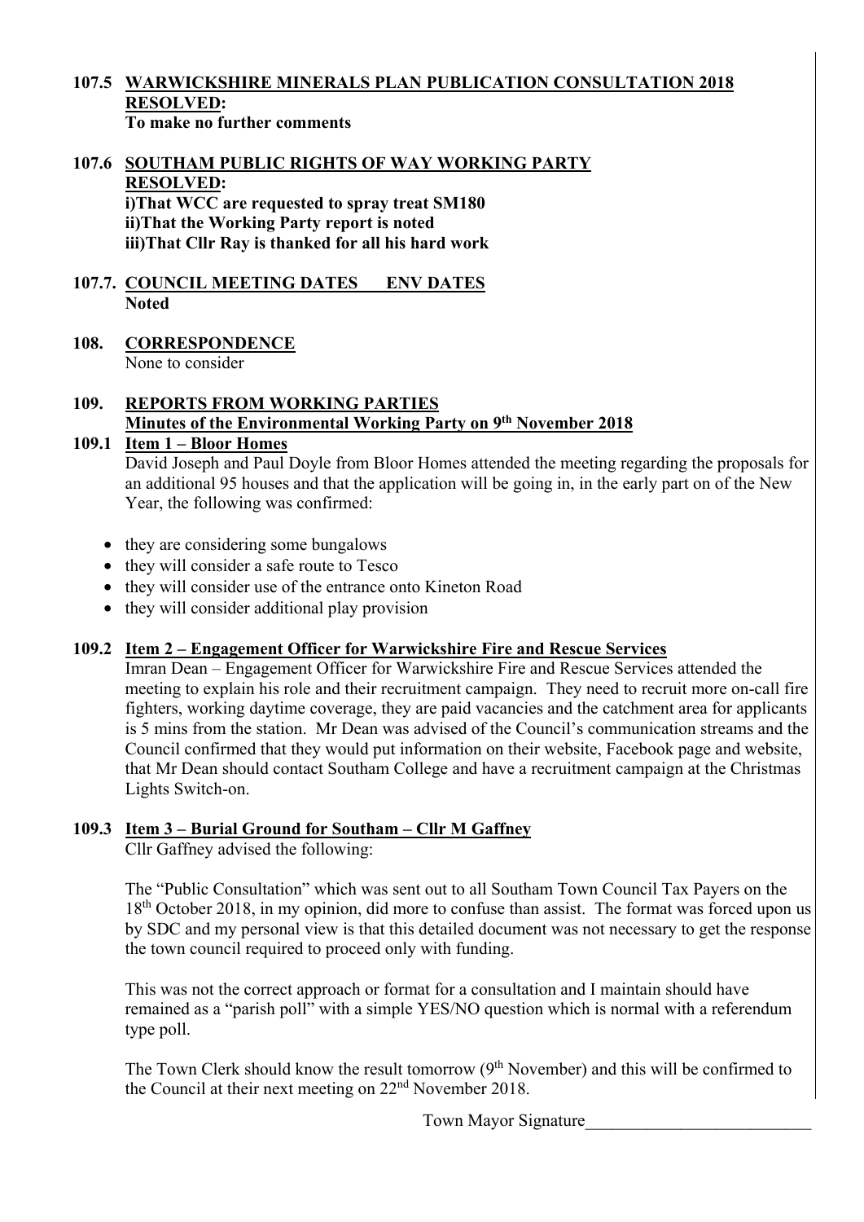### 107.5 WARWICKSHIRE MINERALS PLAN PUBLICATION CONSULTATION 2018

**RESOLVED:**
**To make no further comments**

### 107.6 SOUTHAM PUBLIC RIGHTS OF WAY WORKING PARTY

**RESOLVED:**
**i)That WCC are requested to spray treat SM180**
**ii)That the Working Party report is noted**
**iii)That Cllr Ray is thanked for all his hard work**

### 107.7. COUNCIL MEETING DATES ENV DATES

**Noted**

## 108. CORRESPONDENCE

None to consider

## 109. REPORTS FROM WORKING PARTIES

**Minutes of the Environmental Working Party on 9th November 2018**

### 109.1 Item 1 – Bloor Homes

David Joseph and Paul Doyle from Bloor Homes attended the meeting regarding the proposals for an additional 95 houses and that the application will be going in, in the early part on of the New Year, the following was confirmed:

- they are considering some bungalows
- they will consider a safe route to Tesco
- they will consider use of the entrance onto Kineton Road
- they will consider additional play provision

### 109.2 Item 2 – Engagement Officer for Warwickshire Fire and Rescue Services

Imran Dean – Engagement Officer for Warwickshire Fire and Rescue Services attended the meeting to explain his role and their recruitment campaign. They need to recruit more on-call fire fighters, working daytime coverage, they are paid vacancies and the catchment area for applicants is 5 mins from the station. Mr Dean was advised of the Council's communication streams and the Council confirmed that they would put information on their website, Facebook page and website, that Mr Dean should contact Southam College and have a recruitment campaign at the Christmas Lights Switch-on.

### 109.3 Item 3 – Burial Ground for Southam – Cllr M Gaffney

Cllr Gaffney advised the following:

The "Public Consultation" which was sent out to all Southam Town Council Tax Payers on the 18th October 2018, in my opinion, did more to confuse than assist. The format was forced upon us by SDC and my personal view is that this detailed document was not necessary to get the response the town council required to proceed only with funding.

This was not the correct approach or format for a consultation and I maintain should have remained as a "parish poll" with a simple YES/NO question which is normal with a referendum type poll.

The Town Clerk should know the result tomorrow (9th November) and this will be confirmed to the Council at their next meeting on 22nd November 2018.

Town Mayor Signature__________________________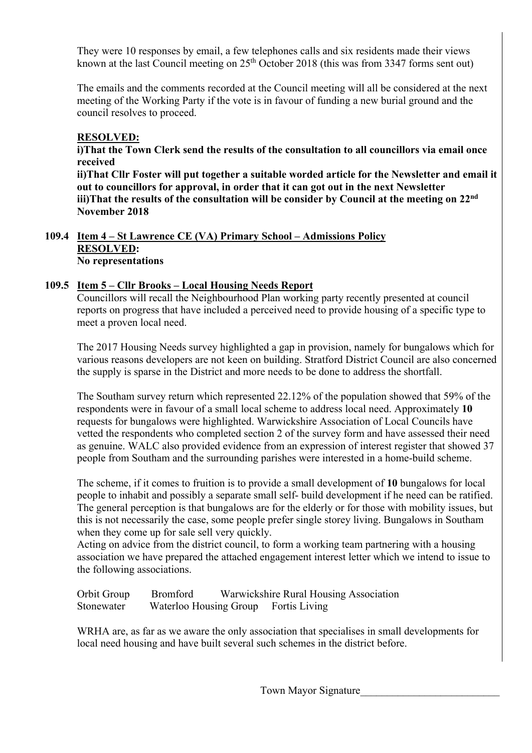They were 10 responses by email, a few telephones calls and six residents made their views known at the last Council meeting on 25th October 2018 (this was from 3347 forms sent out)

The emails and the comments recorded at the Council meeting will all be considered at the next meeting of the Working Party if the vote is in favour of funding a new burial ground and the council resolves to proceed.

**RESOLVED:**

**i)That the Town Clerk send the results of the consultation to all councillors via email once received**

**ii)That Cllr Foster will put together a suitable worded article for the Newsletter and email it out to councillors for approval, in order that it can got out in the next Newsletter**

**iii)That the results of the consultation will be consider by Council at the meeting on 22nd November 2018**

**109.4 Item 4 – St Lawrence CE (VA) Primary School – Admissions Policy**

**RESOLVED:**

**No representations**

**109.5 Item 5 – Cllr Brooks – Local Housing Needs Report**

Councillors will recall the Neighbourhood Plan working party recently presented at council reports on progress that have included a perceived need to provide housing of a specific type to meet a proven local need.

The 2017 Housing Needs survey highlighted a gap in provision, namely for bungalows which for various reasons developers are not keen on building. Stratford District Council are also concerned the supply is sparse in the District and more needs to be done to address the shortfall.

The Southam survey return which represented 22.12% of the population showed that 59% of the respondents were in favour of a small local scheme to address local need. Approximately **10** requests for bungalows were highlighted. Warwickshire Association of Local Councils have vetted the respondents who completed section 2 of the survey form and have assessed their need as genuine. WALC also provided evidence from an expression of interest register that showed 37 people from Southam and the surrounding parishes were interested in a home-build scheme.

The scheme, if it comes to fruition is to provide a small development of **10** bungalows for local people to inhabit and possibly a separate small self- build development if he need can be ratified. The general perception is that bungalows are for the elderly or for those with mobility issues, but this is not necessarily the case, some people prefer single storey living. Bungalows in Southam when they come up for sale sell very quickly.

Acting on advice from the district council, to form a working team partnering with a housing association we have prepared the attached engagement interest letter which we intend to issue to the following associations.

Orbit Group  Bromford  Warwickshire Rural Housing Association
Stonewater  Waterloo Housing Group  Fortis Living

WRHA are, as far as we aware the only association that specialises in small developments for local need housing and have built several such schemes in the district before.

Town Mayor Signature\_\_\_\_\_\_\_\_\_\_\_\_\_\_\_\_\_\_\_\_\_\_\_\_\_\_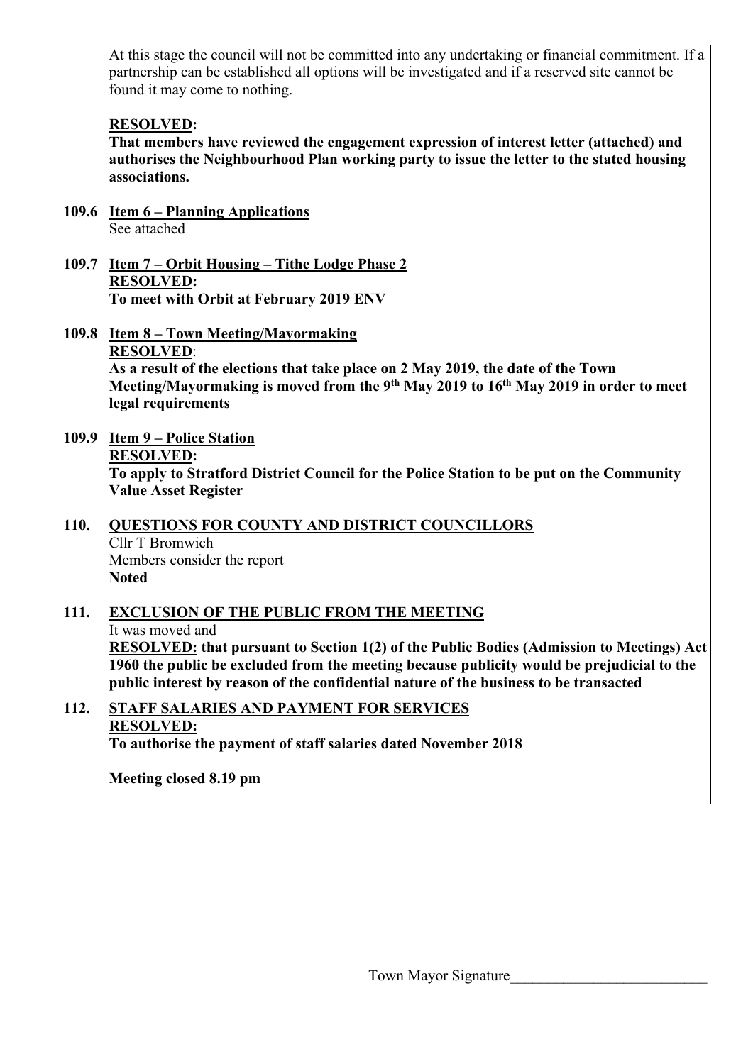At this stage the council will not be committed into any undertaking or financial commitment. If a partnership can be established all options will be investigated and if a reserved site cannot be found it may come to nothing.

**RESOLVED:**

**That members have reviewed the engagement expression of interest letter (attached) and authorises the Neighbourhood Plan working party to issue the letter to the stated housing associations.**

**109.6 Item 6 – Planning Applications**

See attached

**109.7 Item 7 – Orbit Housing – Tithe Lodge Phase 2**

**RESOLVED:**

**To meet with Orbit at February 2019 ENV**

**109.8 Item 8 – Town Meeting/Mayormaking**

**RESOLVED**:

**As a result of the elections that take place on 2 May 2019, the date of the Town Meeting/Mayormaking is moved from the 9th May 2019 to 16th May 2019 in order to meet legal requirements**

**109.9 Item 9 – Police Station**

**RESOLVED:**

**To apply to Stratford District Council for the Police Station to be put on the Community Value Asset Register**

**110. QUESTIONS FOR COUNTY AND DISTRICT COUNCILLORS**

Cllr T Bromwich

Members consider the report

**Noted**

**111. EXCLUSION OF THE PUBLIC FROM THE MEETING**

It was moved and

**RESOLVED: that pursuant to Section 1(2) of the Public Bodies (Admission to Meetings) Act 1960 the public be excluded from the meeting because publicity would be prejudicial to the public interest by reason of the confidential nature of the business to be transacted**

**112. STAFF SALARIES AND PAYMENT FOR SERVICES**

**RESOLVED:**

**To authorise the payment of staff salaries dated November 2018**

**Meeting closed 8.19 pm**

Town Mayor Signature__________________________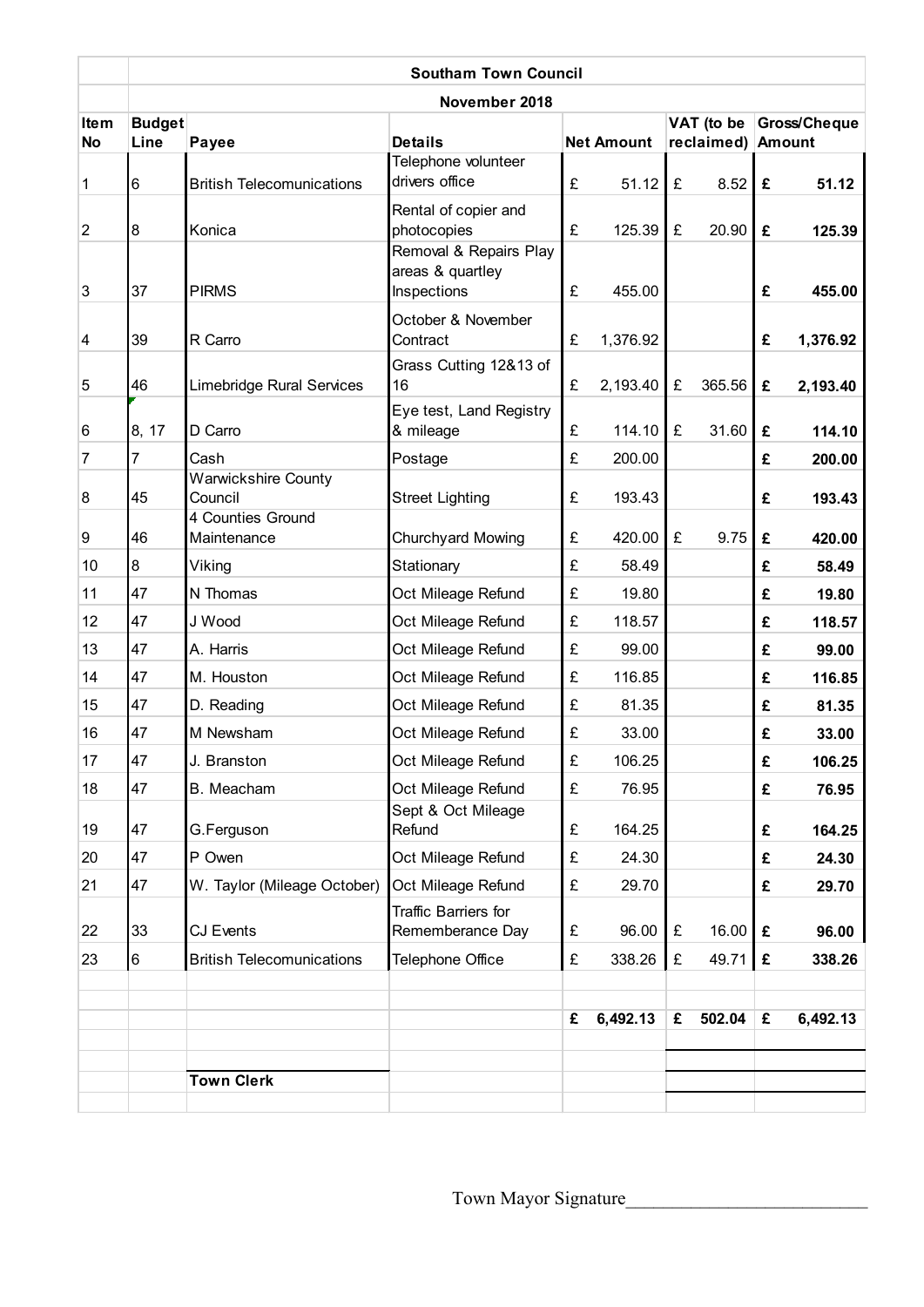| | Southam Town Council | | | | | |
|---|---|---|---|---|---|---|
| | November 2018 | | | | | |
| Item No | Budget Line | Payee | Details | Net Amount | VAT (to be reclaimed) | Gross/Cheque Amount |
| 1 | 6 | British Telecomunications | Telephone volunteer drivers office | £ 51.12 | £ 8.52 | **£ 51.12** |
| 2 | 8 | Konica | Rental of copier and photocopies | £ 125.39 | £ 20.90 | **£ 125.39** |
| 3 | 37 | PIRMS | Removal & Repairs Play areas & quartley Inspections | £ 455.00 | | **£ 455.00** |
| 4 | 39 | R Carro | October & November Contract | £ 1,376.92 | | **£ 1,376.92** |
| 5 | 46 | Limebridge Rural Services | Grass Cutting 12&13 of 16 | £ 2,193.40 | £ 365.56 | **£ 2,193.40** |
| 6 | 8, 17 | D Carro | Eye test, Land Registry & mileage | £ 114.10 | £ 31.60 | **£ 114.10** |
| 7 | 7 | Cash | Postage | £ 200.00 | | **£ 200.00** |
| 8 | 45 | Warwickshire County Council | Street Lighting | £ 193.43 | | **£ 193.43** |
| 9 | 46 | 4 Counties Ground Maintenance | Churchyard Mowing | £ 420.00 | £ 9.75 | **£ 420.00** |
| 10 | 8 | Viking | Stationary | £ 58.49 | | **£ 58.49** |
| 11 | 47 | N Thomas | Oct Mileage Refund | £ 19.80 | | **£ 19.80** |
| 12 | 47 | J Wood | Oct Mileage Refund | £ 118.57 | | **£ 118.57** |
| 13 | 47 | A. Harris | Oct Mileage Refund | £ 99.00 | | **£ 99.00** |
| 14 | 47 | M. Houston | Oct Mileage Refund | £ 116.85 | | **£ 116.85** |
| 15 | 47 | D. Reading | Oct Mileage Refund | £ 81.35 | | **£ 81.35** |
| 16 | 47 | M Newsham | Oct Mileage Refund | £ 33.00 | | **£ 33.00** |
| 17 | 47 | J. Branston | Oct Mileage Refund | £ 106.25 | | **£ 106.25** |
| 18 | 47 | B. Meacham | Oct Mileage Refund | £ 76.95 | | **£ 76.95** |
| 19 | 47 | G.Ferguson | Sept & Oct Mileage Refund | £ 164.25 | | **£ 164.25** |
| 20 | 47 | P Owen | Oct Mileage Refund | £ 24.30 | | **£ 24.30** |
| 21 | 47 | W. Taylor (Mileage October) | Oct Mileage Refund | £ 29.70 | | **£ 29.70** |
| 22 | 33 | CJ Events | Traffic Barriers for Rememberance Day | £ 96.00 | £ 16.00 | **£ 96.00** |
| 23 | 6 | British Telecomunications | Telephone Office | £ 338.26 | £ 49.71 | **£ 338.26** |
| | | | | | | |
| | | | | **£ 6,492.13** | **£ 502.04** | **£ 6,492.13** |
| | | | | | | |
| | | **Town Clerk** | | | | |

Town Mayor Signature___________________________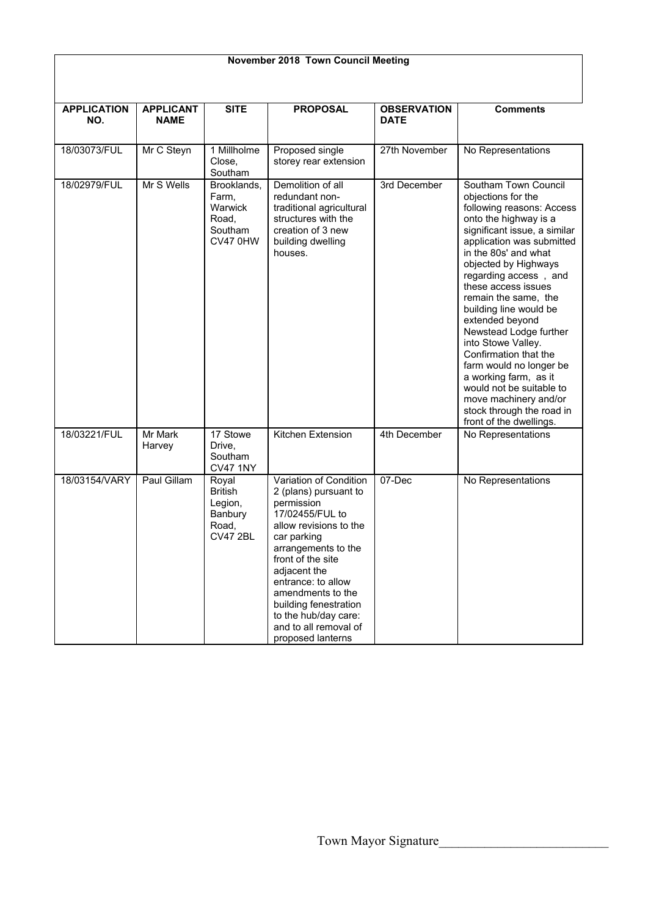**November 2018 Town Council Meeting**

| APPLICATION NO. | APPLICANT NAME | SITE | PROPOSAL | OBSERVATION DATE | Comments |
|---|---|---|---|---|---|
| 18/03073/FUL | Mr C Steyn | 1 Millholme Close, Southam | Proposed single storey rear extension | 27th November | No Representations |
| 18/02979/FUL | Mr S Wells | Brooklands, Farm, Warwick Road, Southam CV47 0HW | Demolition of all redundant non-traditional agricultural structures with the creation of 3 new building dwelling houses. | 3rd December | Southam Town Council objections for the following reasons: Access onto the highway is a significant issue, a similar application was submitted in the 80s' and what objected by Highways regarding access , and these access issues remain the same, the building line would be extended beyond Newstead Lodge further into Stowe Valley. Confirmation that the farm would no longer be a working farm, as it would not be suitable to move machinery and/or stock through the road in front of the dwellings. |
| 18/03221/FUL | Mr Mark Harvey | 17 Stowe Drive, Southam CV47 1NY | Kitchen Extension | 4th December | No Representations |
| 18/03154/VARY | Paul Gillam | Royal British Legion, Banbury Road, CV47 2BL | Variation of Condition 2 (plans) pursuant to permission 17/02455/FUL to allow revisions to the car parking arrangements to the front of the site adjacent the entrance: to allow amendments to the building fenestration to the hub/day care: and to all removal of proposed lanterns | 07-Dec | No Representations |

Town Mayor Signature___________________________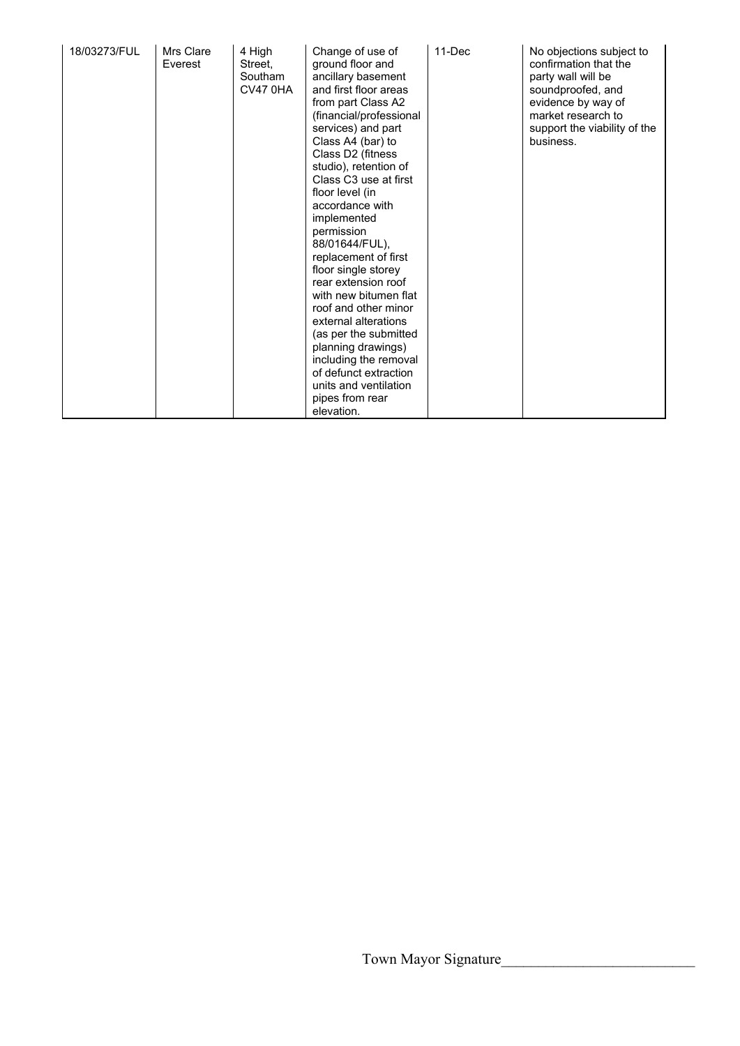| | | | | | |
|---|---|---|---|---|---|
| 18/03273/FUL | Mrs Clare Everest | 4 High Street, Southam CV47 0HA | Change of use of ground floor and ancillary basement and first floor areas from part Class A2 (financial/professional services) and part Class A4 (bar) to Class D2 (fitness studio), retention of Class C3 use at first floor level (in accordance with implemented permission 88/01644/FUL), replacement of first floor single storey rear extension roof with new bitumen flat roof and other minor external alterations (as per the submitted planning drawings) including the removal of defunct extraction units and ventilation pipes from rear elevation. | 11-Dec | No objections subject to confirmation that the party wall will be soundproofed, and evidence by way of market research to support the viability of the business. |

Town Mayor Signature__________________________